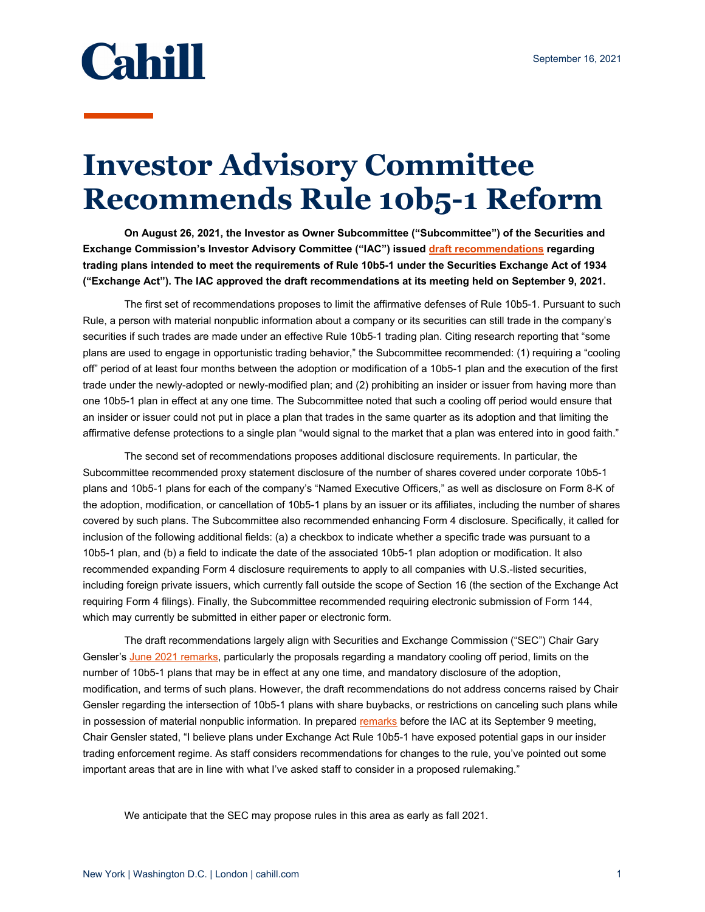# Investor Advisory Committee Recommends Rule 10b5-1 Reform

**On August 26, 2021, the Investor as Owner Subcommittee ("Subcommittee") of the Securities and Exchange Commission's Investor Advisory Committee ("IAC") issued draft recommendations regarding trading plans intended to meet the requirements of Rule 10b5-1 under the Securities Exchange Act of 1934 ("Exchange Act"). The IAC approved the draft recommendations at its meeting held on September 9, 2021.**

The first set of recommendations proposes to limit the affirmative defenses of Rule 10b5-1. Pursuant to such Rule, a person with material nonpublic information about a company or its securities can still trade in the company's securities if such trades are made under an effective Rule 10b5-1 trading plan. Citing research reporting that "some plans are used to engage in opportunistic trading behavior," the Subcommittee recommended: (1) requiring a "cooling off" period of at least four months between the adoption or modification of a 10b5-1 plan and the execution of the first trade under the newly-adopted or newly-modified plan; and (2) prohibiting an insider or issuer from having more than one 10b5-1 plan in effect at any one time. The Subcommittee noted that such a cooling off period would ensure that an insider or issuer could not put in place a plan that trades in the same quarter as its adoption and that limiting the affirmative defense protections to a single plan "would signal to the market that a plan was entered into in good faith."

The second set of recommendations proposes additional disclosure requirements. In particular, the Subcommittee recommended proxy statement disclosure of the number of shares covered under corporate 10b5-1 plans and 10b5-1 plans for each of the company's "Named Executive Officers," as well as disclosure on Form 8-K of the adoption, modification, or cancellation of 10b5-1 plans by an issuer or its affiliates, including the number of shares covered by such plans. The Subcommittee also recommended enhancing Form 4 disclosure. Specifically, it called for inclusion of the following additional fields: (a) a checkbox to indicate whether a specific trade was pursuant to a 10b5-1 plan, and (b) a field to indicate the date of the associated 10b5-1 plan adoption or modification. It also recommended expanding Form 4 disclosure requirements to apply to all companies with U.S.-listed securities, including foreign private issuers, which currently fall outside the scope of Section 16 (the section of the Exchange Act requiring Form 4 filings). Finally, the Subcommittee recommended requiring electronic submission of Form 144, which may currently be submitted in either paper or electronic form.

The draft recommendations largely align with Securities and Exchange Commission ("SEC") Chair Gary Gensler's June 2021 remarks, particularly the proposals regarding a mandatory cooling off period, limits on the number of 10b5-1 plans that may be in effect at any one time, and mandatory disclosure of the adoption, modification, and terms of such plans. However, the draft recommendations do not address concerns raised by Chair Gensler regarding the intersection of 10b5-1 plans with share buybacks, or restrictions on canceling such plans while in possession of material nonpublic information. In prepared remarks before the IAC at its September 9 meeting, Chair Gensler stated, "I believe plans under Exchange Act Rule 10b5-1 have exposed potential gaps in our insider trading enforcement regime. As staff considers recommendations for changes to the rule, you've pointed out some important areas that are in line with what I've asked staff to consider in a proposed rulemaking."

We anticipate that the SEC may propose rules in this area as early as fall 2021.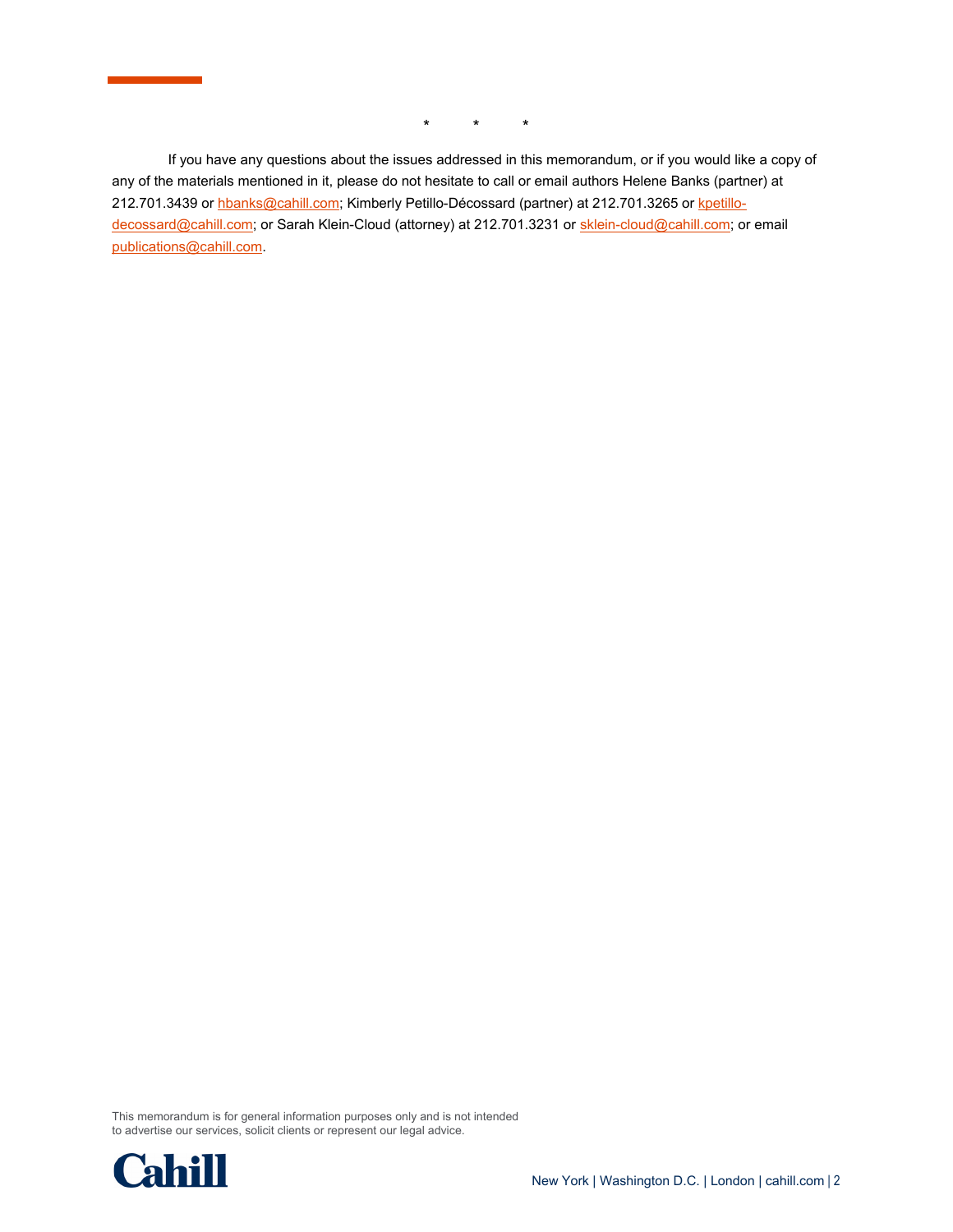*    *    *

If you have any questions about the issues addressed in this memorandum, or if you would like a copy of any of the materials mentioned in it, please do not hesitate to call or email authors Helene Banks (partner) at 212.701.3439 or hbanks@cahill.com; Kimberly Petillo-Décossard (partner) at 212.701.3265 or kpetillo-decossard@cahill.com; or Sarah Klein-Cloud (attorney) at 212.701.3231 or sklein-cloud@cahill.com; or email publications@cahill.com.

This memorandum is for general information purposes only and is not intended to advertise our services, solicit clients or represent our legal advice.